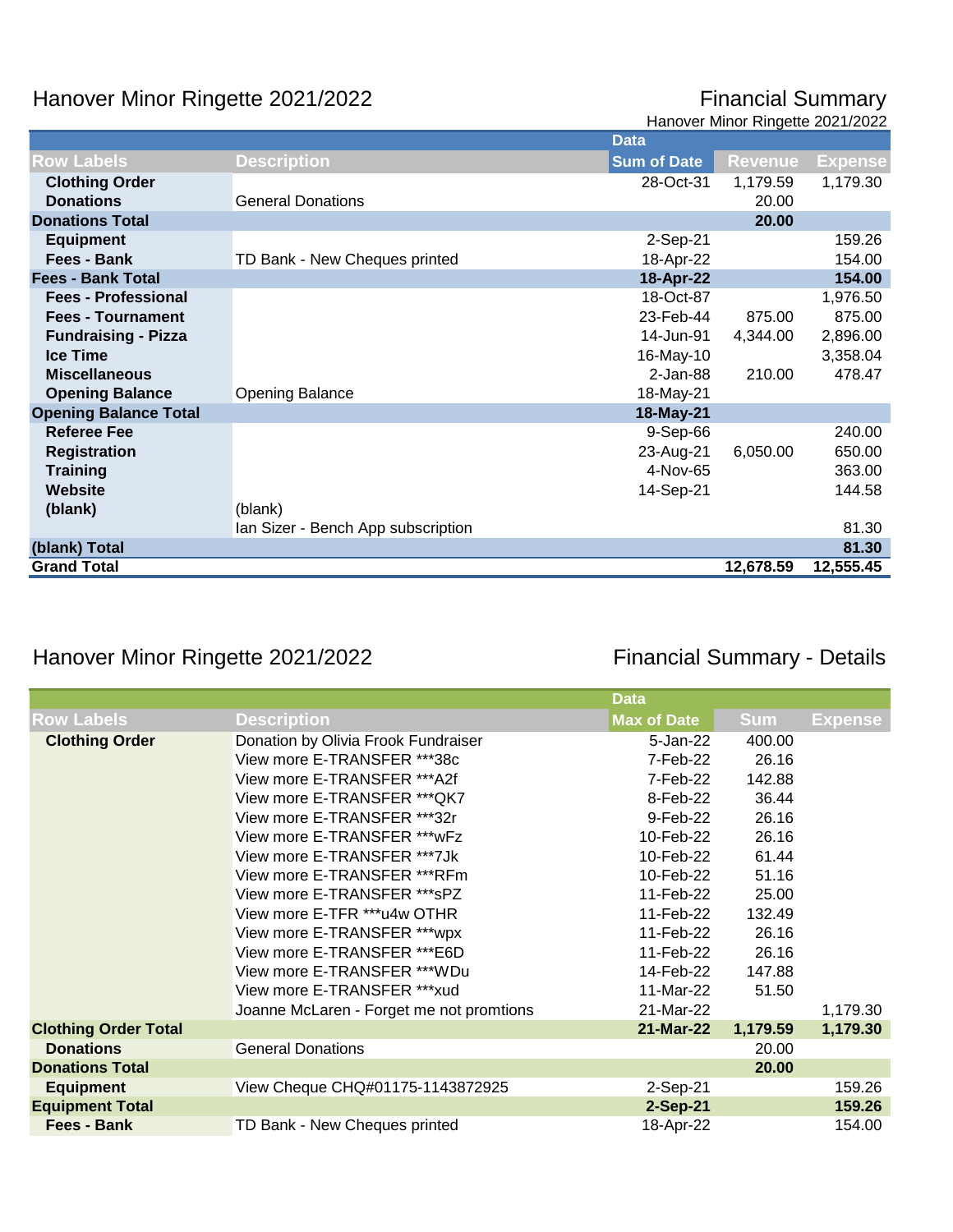# Hanover Minor Ringette 2021/2022

## Financial Summary

Hanover Minor Ringette 2021/2022

| Row Labels | Description | Data Sum of Date | Revenue | Expense |
|---|---|---|---|---|
| **Clothing Order** | | 28-Oct-31 | 1,179.59 | 1,179.30 |
| **Donations** | General Donations | | 20.00 | |
| **Donations Total** | | | **20.00** | |
| **Equipment** | | 2-Sep-21 | | 159.26 |
| **Fees - Bank** | TD Bank - New Cheques printed | 18-Apr-22 | | 154.00 |
| **Fees - Bank Total** | | **18-Apr-22** | | **154.00** |
| **Fees - Professional** | | 18-Oct-87 | | 1,976.50 |
| **Fees - Tournament** | | 23-Feb-44 | 875.00 | 875.00 |
| **Fundraising - Pizza** | | 14-Jun-91 | 4,344.00 | 2,896.00 |
| **Ice Time** | | 16-May-10 | | 3,358.04 |
| **Miscellaneous** | | 2-Jan-88 | 210.00 | 478.47 |
| **Opening Balance** | Opening Balance | 18-May-21 | | |
| **Opening Balance Total** | | **18-May-21** | | |
| **Referee Fee** | | 9-Sep-66 | | 240.00 |
| **Registration** | | 23-Aug-21 | 6,050.00 | 650.00 |
| **Training** | | 4-Nov-65 | | 363.00 |
| **Website** | | 14-Sep-21 | | 144.58 |
| **(blank)** | (blank) | | | |
| | Ian Sizer - Bench App subscription | | | 81.30 |
| **(blank) Total** | | | | **81.30** |
| **Grand Total** | | | **12,678.59** | **12,555.45** |

# Hanover Minor Ringette 2021/2022

## Financial Summary - Details

| Row Labels | Description | Data Max of Date | Sum | Expense |
|---|---|---|---|---|
| **Clothing Order** | Donation by Olivia Frook Fundraiser | 5-Jan-22 | 400.00 | |
| | View more E-TRANSFER ***38c | 7-Feb-22 | 26.16 | |
| | View more E-TRANSFER ***A2f | 7-Feb-22 | 142.88 | |
| | View more E-TRANSFER ***QK7 | 8-Feb-22 | 36.44 | |
| | View more E-TRANSFER ***32r | 9-Feb-22 | 26.16 | |
| | View more E-TRANSFER ***wFz | 10-Feb-22 | 26.16 | |
| | View more E-TRANSFER ***7Jk | 10-Feb-22 | 61.44 | |
| | View more E-TRANSFER ***RFm | 10-Feb-22 | 51.16 | |
| | View more E-TRANSFER ***sPZ | 11-Feb-22 | 25.00 | |
| | View more E-TFR ***u4w OTHR | 11-Feb-22 | 132.49 | |
| | View more E-TRANSFER ***wpx | 11-Feb-22 | 26.16 | |
| | View more E-TRANSFER ***E6D | 11-Feb-22 | 26.16 | |
| | View more E-TRANSFER ***WDu | 14-Feb-22 | 147.88 | |
| | View more E-TRANSFER ***xud | 11-Mar-22 | 51.50 | |
| | Joanne McLaren - Forget me not promtions | 21-Mar-22 | | 1,179.30 |
| **Clothing Order Total** | | **21-Mar-22** | **1,179.59** | **1,179.30** |
| **Donations** | General Donations | | 20.00 | |
| **Donations Total** | | | **20.00** | |
| **Equipment** | View Cheque CHQ#01175-1143872925 | 2-Sep-21 | | 159.26 |
| **Equipment Total** | | **2-Sep-21** | | **159.26** |
| **Fees - Bank** | TD Bank - New Cheques printed | 18-Apr-22 | | 154.00 |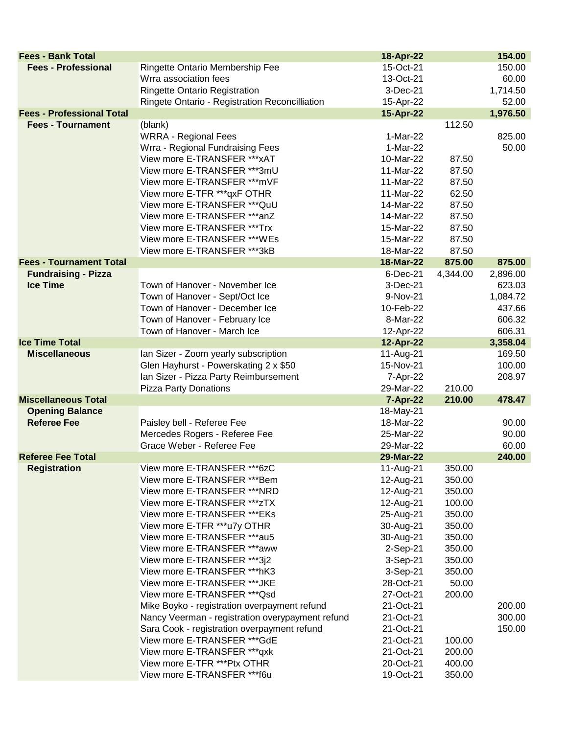| | | | | |
|---|---|---|---|---|
| **Fees - Bank Total** | | **18-Apr-22** | | **154.00** |
| **Fees - Professional** | Ringette Ontario Membership Fee | 15-Oct-21 | | 150.00 |
| | Wrra association fees | 13-Oct-21 | | 60.00 |
| | Ringette Ontario Registration | 3-Dec-21 | | 1,714.50 |
| | Ringete Ontario - Registration Reconcilliation | 15-Apr-22 | | 52.00 |
| **Fees - Professional Total** | | **15-Apr-22** | | **1,976.50** |
| **Fees - Tournament** | (blank) | | 112.50 | |
| | WRRA - Regional Fees | 1-Mar-22 | | 825.00 |
| | Wrra - Regional Fundraising Fees | 1-Mar-22 | | 50.00 |
| | View more E-TRANSFER ***xAT | 10-Mar-22 | 87.50 | |
| | View more E-TRANSFER ***3mU | 11-Mar-22 | 87.50 | |
| | View more E-TRANSFER ***mVF | 11-Mar-22 | 87.50 | |
| | View more E-TFR ***qxF OTHR | 11-Mar-22 | 62.50 | |
| | View more E-TRANSFER ***QuU | 14-Mar-22 | 87.50 | |
| | View more E-TRANSFER ***anZ | 14-Mar-22 | 87.50 | |
| | View more E-TRANSFER ***Trx | 15-Mar-22 | 87.50 | |
| | View more E-TRANSFER ***WEs | 15-Mar-22 | 87.50 | |
| | View more E-TRANSFER ***3kB | 18-Mar-22 | 87.50 | |
| **Fees - Tournament Total** | | **18-Mar-22** | **875.00** | **875.00** |
| **Fundraising - Pizza** | | 6-Dec-21 | 4,344.00 | 2,896.00 |
| **Ice Time** | Town of Hanover - November Ice | 3-Dec-21 | | 623.03 |
| | Town of Hanover - Sept/Oct Ice | 9-Nov-21 | | 1,084.72 |
| | Town of Hanover - December Ice | 10-Feb-22 | | 437.66 |
| | Town of Hanover - February Ice | 8-Mar-22 | | 606.32 |
| | Town of Hanover - March Ice | 12-Apr-22 | | 606.31 |
| **Ice Time Total** | | **12-Apr-22** | | **3,358.04** |
| **Miscellaneous** | Ian Sizer - Zoom yearly subscription | 11-Aug-21 | | 169.50 |
| | Glen Hayhurst - Powerskating 2 x $50 | 15-Nov-21 | | 100.00 |
| | Ian Sizer - Pizza Party Reimbursement | 7-Apr-22 | | 208.97 |
| | Pizza Party Donations | 29-Mar-22 | 210.00 | |
| **Miscellaneous Total** | | **7-Apr-22** | **210.00** | **478.47** |
| **Opening Balance** | | 18-May-21 | | |
| **Referee Fee** | Paisley bell - Referee Fee | 18-Mar-22 | | 90.00 |
| | Mercedes Rogers - Referee Fee | 25-Mar-22 | | 90.00 |
| | Grace Weber - Referee Fee | 29-Mar-22 | | 60.00 |
| **Referee Fee Total** | | **29-Mar-22** | | **240.00** |
| **Registration** | View more E-TRANSFER ***6zC | 11-Aug-21 | 350.00 | |
| | View more E-TRANSFER ***Bem | 12-Aug-21 | 350.00 | |
| | View more E-TRANSFER ***NRD | 12-Aug-21 | 350.00 | |
| | View more E-TRANSFER ***zTX | 12-Aug-21 | 100.00 | |
| | View more E-TRANSFER ***EKs | 25-Aug-21 | 350.00 | |
| | View more E-TFR ***u7y OTHR | 30-Aug-21 | 350.00 | |
| | View more E-TRANSFER ***au5 | 30-Aug-21 | 350.00 | |
| | View more E-TRANSFER ***aww | 2-Sep-21 | 350.00 | |
| | View more E-TRANSFER ***3j2 | 3-Sep-21 | 350.00 | |
| | View more E-TRANSFER ***hK3 | 3-Sep-21 | 350.00 | |
| | View more E-TRANSFER ***JKE | 28-Oct-21 | 50.00 | |
| | View more E-TRANSFER ***Qsd | 27-Oct-21 | 200.00 | |
| | Mike Boyko - registration overpayment refund | 21-Oct-21 | | 200.00 |
| | Nancy Veerman - registration overypayment refund | 21-Oct-21 | | 300.00 |
| | Sara Cook - registration overpayment refund | 21-Oct-21 | | 150.00 |
| | View more E-TRANSFER ***GdE | 21-Oct-21 | 100.00 | |
| | View more E-TRANSFER ***qxk | 21-Oct-21 | 200.00 | |
| | View more E-TFR ***Ptx OTHR | 20-Oct-21 | 400.00 | |
| | View more E-TRANSFER ***f6u | 19-Oct-21 | 350.00 | |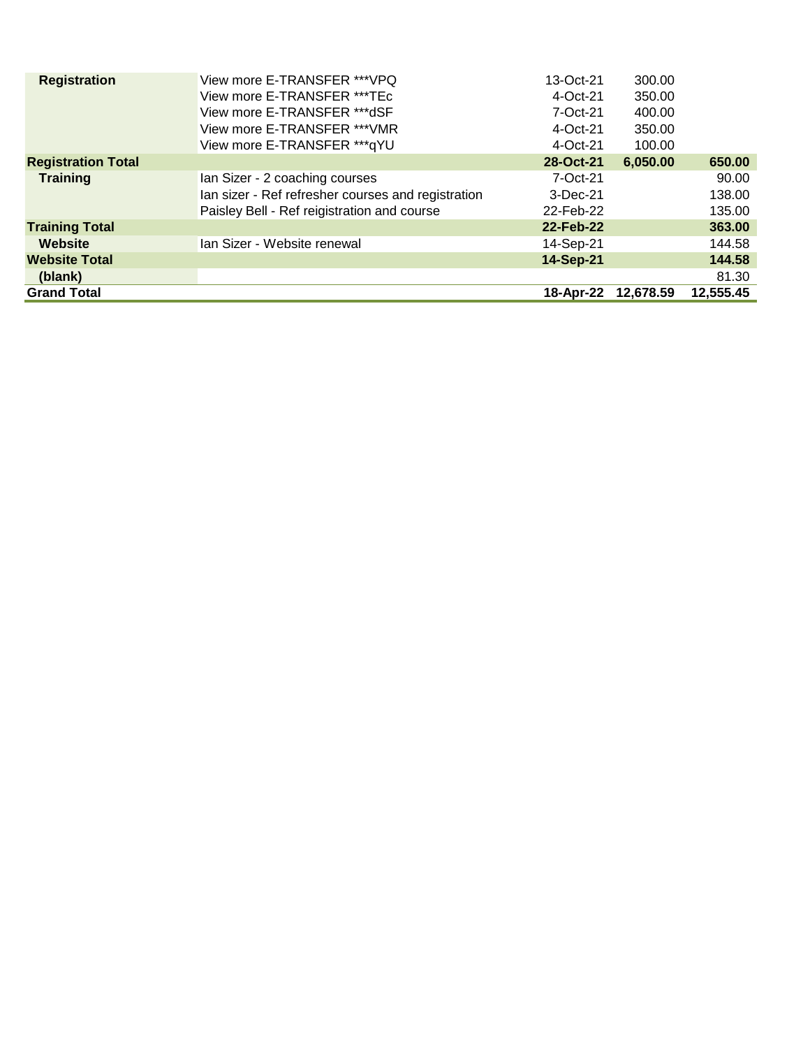| | | | | |
|---|---|---|---|---|
| **Registration** | View more E-TRANSFER ***VPQ | 13-Oct-21 | 300.00 | |
| | View more E-TRANSFER ***TEc | 4-Oct-21 | 350.00 | |
| | View more E-TRANSFER ***dSF | 7-Oct-21 | 400.00 | |
| | View more E-TRANSFER ***VMR | 4-Oct-21 | 350.00 | |
| | View more E-TRANSFER ***qYU | 4-Oct-21 | 100.00 | |
| **Registration Total** | | **28-Oct-21** | **6,050.00** | **650.00** |
| **Training** | Ian Sizer - 2 coaching courses | 7-Oct-21 | | 90.00 |
| | Ian sizer - Ref refresher courses and registration | 3-Dec-21 | | 138.00 |
| | Paisley Bell - Ref reigistration and course | 22-Feb-22 | | 135.00 |
| **Training Total** | | **22-Feb-22** | | **363.00** |
| **Website** | Ian Sizer - Website renewal | 14-Sep-21 | | 144.58 |
| **Website Total** | | **14-Sep-21** | | **144.58** |
| **(blank)** | | | | 81.30 |
| **Grand Total** | | **18-Apr-22** | **12,678.59** | **12,555.45** |